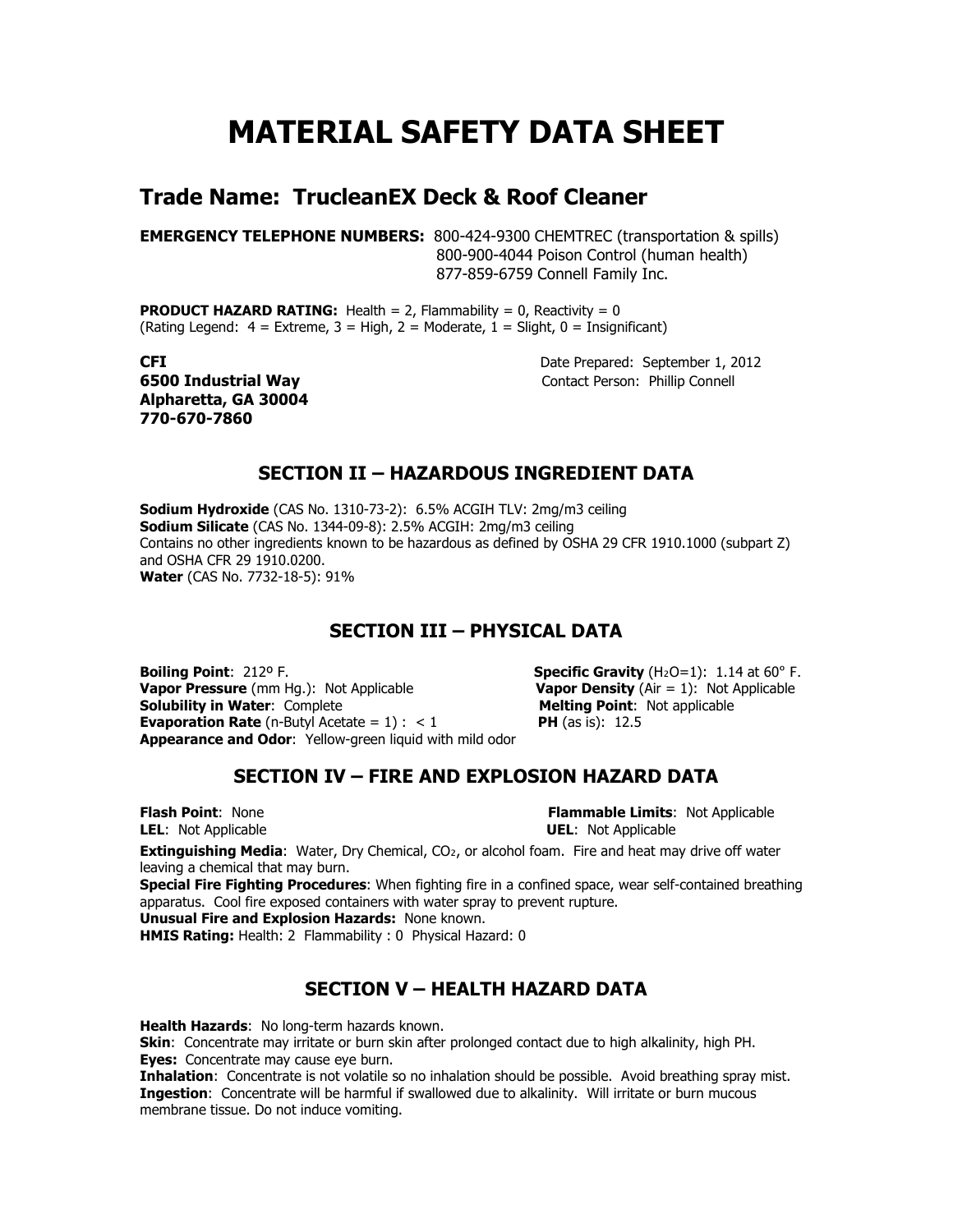# MATERIAL SAFETY DATA SHEET

## Trade Name: TrucleanEX Deck & Roof Cleaner

**EMERGENCY TELEPHONE NUMBERS:** 800-424-9300 CHEMTREC (transportation & spills)
800-900-4044 Poison Control (human health)
877-859-6759 Connell Family Inc.

**PRODUCT HAZARD RATING:** Health = 2, Flammability = 0, Reactivity = 0
(Rating Legend: 4 = Extreme, 3 = High, 2 = Moderate, 1 = Slight, 0 = Insignificant)

**CFI**
**6500 Industrial Way**
**Alpharetta, GA 30004**
**770-670-7860**

Date Prepared: September 1, 2012
Contact Person: Phillip Connell

## SECTION II – HAZARDOUS INGREDIENT DATA

**Sodium Hydroxide** (CAS No. 1310-73-2): 6.5% ACGIH TLV: 2mg/m3 ceiling
**Sodium Silicate** (CAS No. 1344-09-8): 2.5% ACGIH: 2mg/m3 ceiling
Contains no other ingredients known to be hazardous as defined by OSHA 29 CFR 1910.1000 (subpart Z) and OSHA CFR 29 1910.0200.
**Water** (CAS No. 7732-18-5): 91%

## SECTION III – PHYSICAL DATA

**Boiling Point**: 212º F.
**Specific Gravity** ($H_2O$=1): 1.14 at 60° F.
**Vapor Pressure** (mm Hg.): Not Applicable
**Vapor Density** (Air = 1): Not Applicable
**Solubility in Water**: Complete
**Melting Point**: Not applicable
**Evaporation Rate** (n-Butyl Acetate = 1) : < 1
**PH** (as is): 12.5
**Appearance and Odor**: Yellow-green liquid with mild odor

## SECTION IV – FIRE AND EXPLOSION HAZARD DATA

**Flash Point**: None
**Flammable Limits**: Not Applicable
**LEL**: Not Applicable
**UEL**: Not Applicable

**Extinguishing Media**: Water, Dry Chemical, $CO_2$, or alcohol foam. Fire and heat may drive off water leaving a chemical that may burn.
**Special Fire Fighting Procedures**: When fighting fire in a confined space, wear self-contained breathing apparatus. Cool fire exposed containers with water spray to prevent rupture.
**Unusual Fire and Explosion Hazards:** None known.
**HMIS Rating:** Health: 2 Flammability : 0 Physical Hazard: 0

## SECTION V – HEALTH HAZARD DATA

**Health Hazards**: No long-term hazards known.
**Skin**: Concentrate may irritate or burn skin after prolonged contact due to high alkalinity, high PH.
**Eyes:** Concentrate may cause eye burn.
**Inhalation**: Concentrate is not volatile so no inhalation should be possible. Avoid breathing spray mist.
**Ingestion**: Concentrate will be harmful if swallowed due to alkalinity. Will irritate or burn mucous membrane tissue. Do not induce vomiting.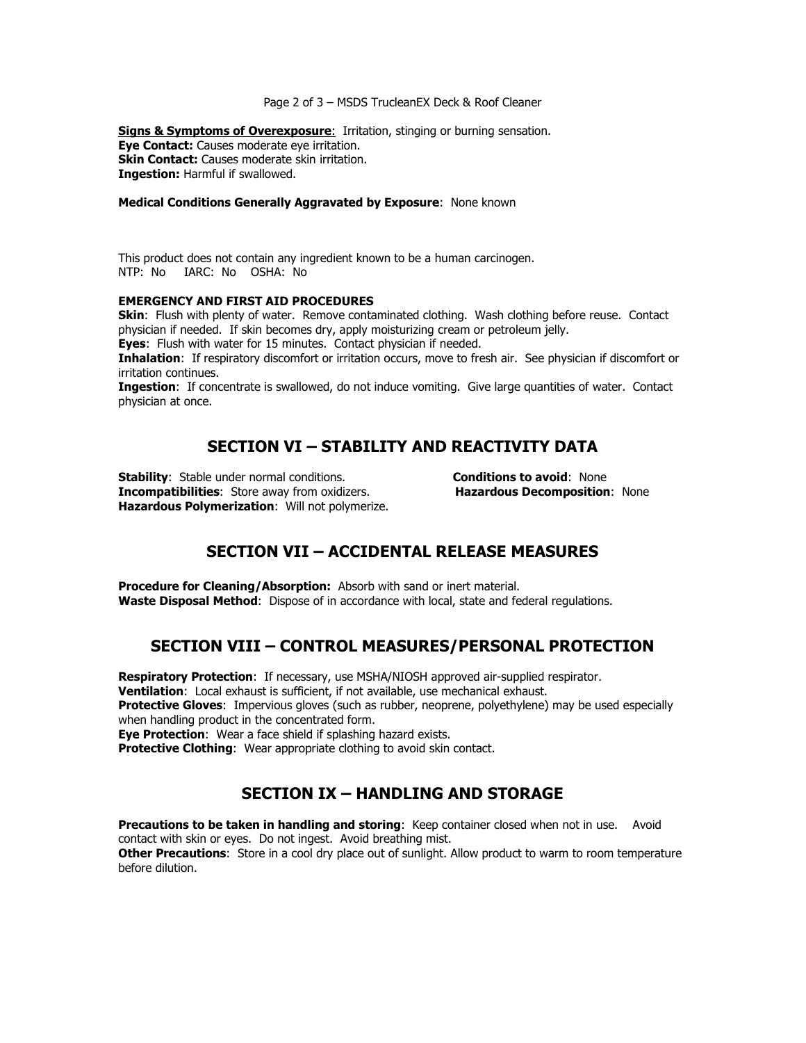**Signs & Symptoms of Overexposure**: Irritation, stinging or burning sensation.
**Eye Contact:** Causes moderate eye irritation.
**Skin Contact:** Causes moderate skin irritation.
**Ingestion:** Harmful if swallowed.

**Medical Conditions Generally Aggravated by Exposure**: None known

This product does not contain any ingredient known to be a human carcinogen.
NTP: No IARC: No OSHA: No

**EMERGENCY AND FIRST AID PROCEDURES**

**Skin**: Flush with plenty of water. Remove contaminated clothing. Wash clothing before reuse. Contact physician if needed. If skin becomes dry, apply moisturizing cream or petroleum jelly.
**Eyes**: Flush with water for 15 minutes. Contact physician if needed.
**Inhalation**: If respiratory discomfort or irritation occurs, move to fresh air. See physician if discomfort or irritation continues.
**Ingestion**: If concentrate is swallowed, do not induce vomiting. Give large quantities of water. Contact physician at once.

## SECTION VI – STABILITY AND REACTIVITY DATA

**Stability**: Stable under normal conditions.
**Incompatibilities**: Store away from oxidizers.
**Hazardous Polymerization**: Will not polymerize.
**Conditions to avoid**: None
**Hazardous Decomposition**: None

## SECTION VII – ACCIDENTAL RELEASE MEASURES

**Procedure for Cleaning/Absorption:** Absorb with sand or inert material.
**Waste Disposal Method**: Dispose of in accordance with local, state and federal regulations.

## SECTION VIII – CONTROL MEASURES/PERSONAL PROTECTION

**Respiratory Protection**: If necessary, use MSHA/NIOSH approved air-supplied respirator.
**Ventilation**: Local exhaust is sufficient, if not available, use mechanical exhaust.
**Protective Gloves**: Impervious gloves (such as rubber, neoprene, polyethylene) may be used especially when handling product in the concentrated form.
**Eye Protection**: Wear a face shield if splashing hazard exists.
**Protective Clothing**: Wear appropriate clothing to avoid skin contact.

## SECTION IX – HANDLING AND STORAGE

**Precautions to be taken in handling and storing**: Keep container closed when not in use. Avoid contact with skin or eyes. Do not ingest. Avoid breathing mist.
**Other Precautions**: Store in a cool dry place out of sunlight. Allow product to warm to room temperature before dilution.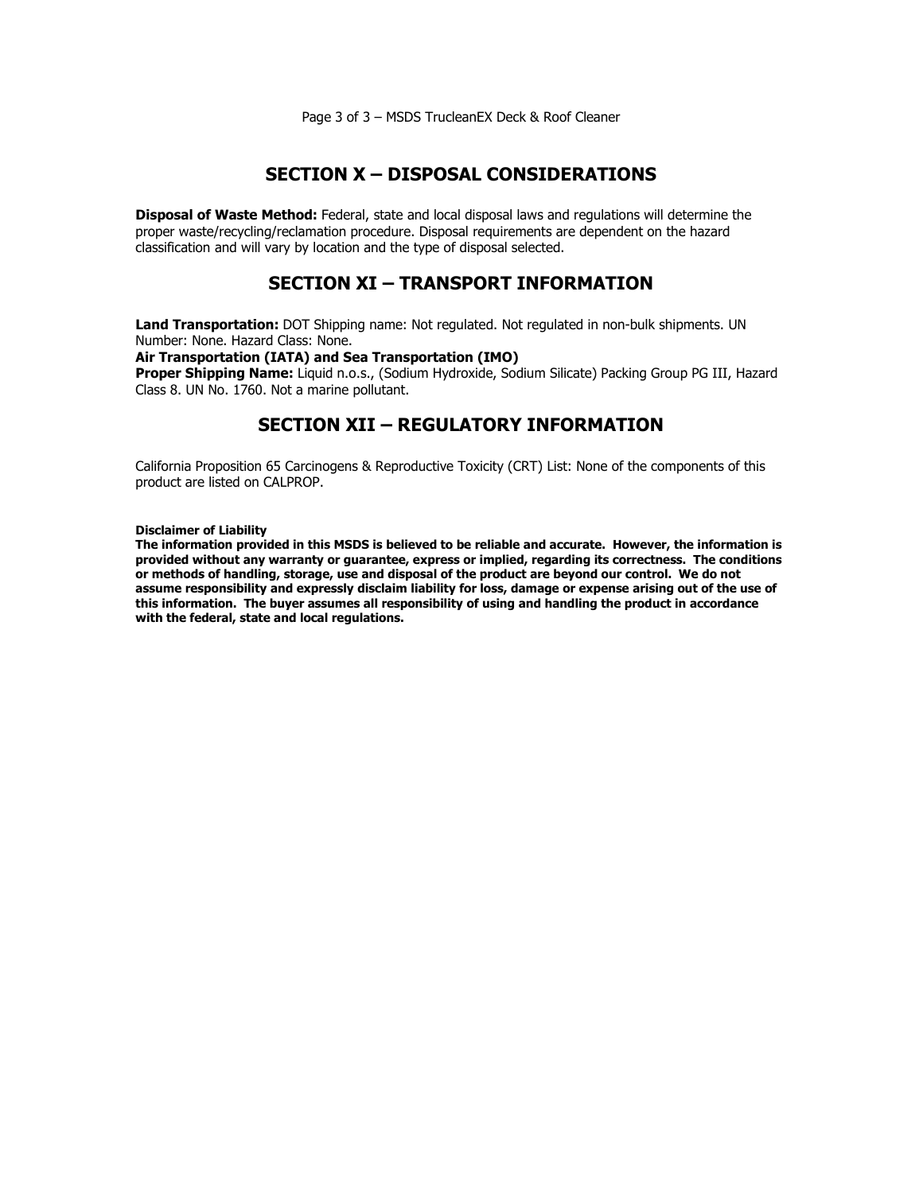## SECTION X – DISPOSAL CONSIDERATIONS

**Disposal of Waste Method:** Federal, state and local disposal laws and regulations will determine the proper waste/recycling/reclamation procedure. Disposal requirements are dependent on the hazard classification and will vary by location and the type of disposal selected.

## SECTION XI – TRANSPORT INFORMATION

**Land Transportation:** DOT Shipping name: Not regulated. Not regulated in non-bulk shipments. UN Number: None. Hazard Class: None.

**Air Transportation (IATA) and Sea Transportation (IMO)**

**Proper Shipping Name:** Liquid n.o.s., (Sodium Hydroxide, Sodium Silicate) Packing Group PG III, Hazard Class 8. UN No. 1760. Not a marine pollutant.

## SECTION XII – REGULATORY INFORMATION

California Proposition 65 Carcinogens & Reproductive Toxicity (CRT) List: None of the components of this product are listed on CALPROP.

**Disclaimer of Liability**

**The information provided in this MSDS is believed to be reliable and accurate. However, the information is provided without any warranty or guarantee, express or implied, regarding its correctness. The conditions or methods of handling, storage, use and disposal of the product are beyond our control. We do not assume responsibility and expressly disclaim liability for loss, damage or expense arising out of the use of this information. The buyer assumes all responsibility of using and handling the product in accordance with the federal, state and local regulations.**